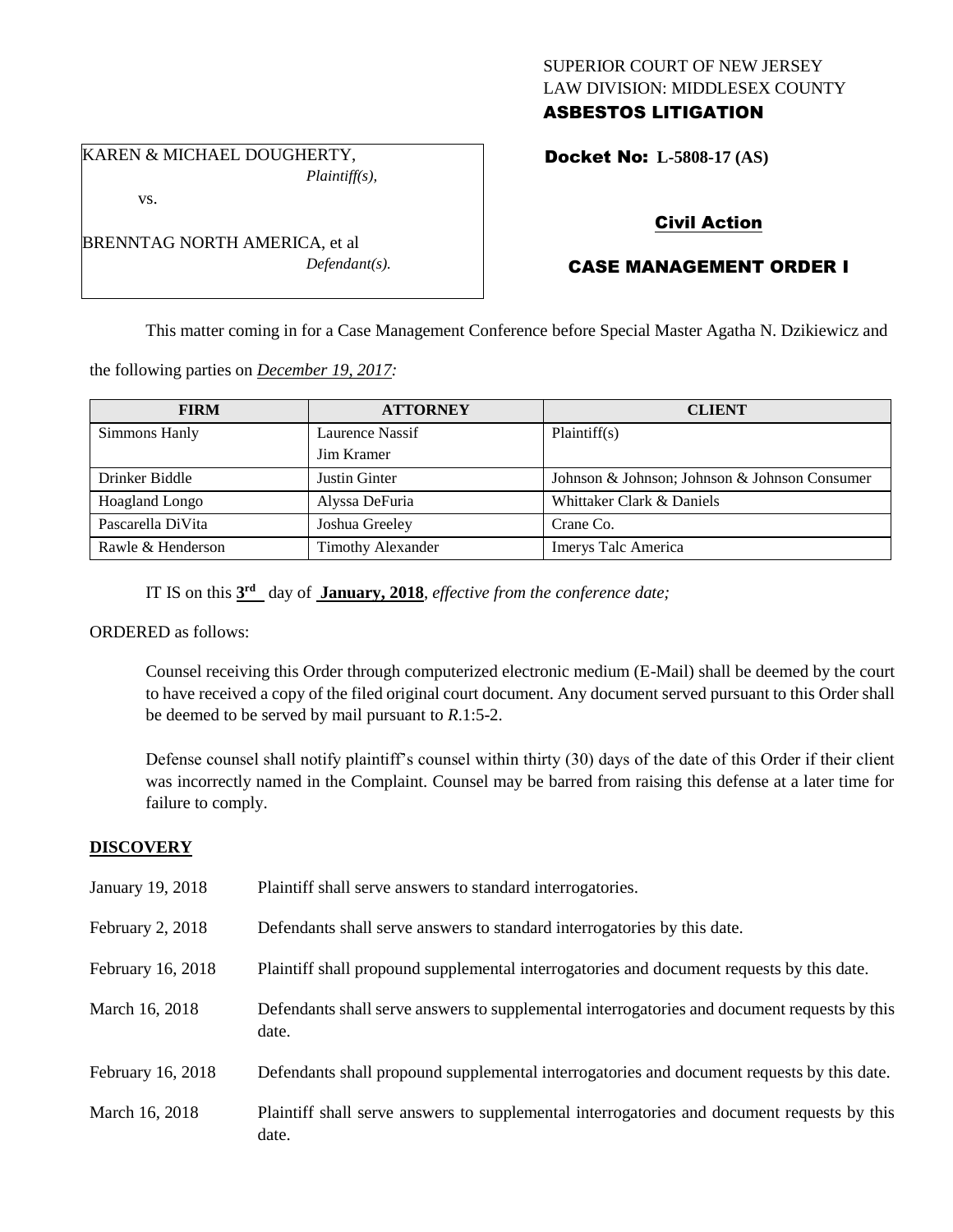SUPERIOR COURT OF NEW JERSEY
LAW DIVISION: MIDDLESEX COUNTY
**ASBESTOS LITIGATION**

KAREN & MICHAEL DOUGHERTY,
*Plaintiff(s),*

vs.

BRENNTAG NORTH AMERICA, et al
*Defendant(s).*

**Docket No: L-5808-17 (AS)**

**Civil Action**

**CASE MANAGEMENT ORDER I**

This matter coming in for a Case Management Conference before Special Master Agatha N. Dzikiewicz and the following parties on *December 19, 2017:*

| FIRM | ATTORNEY | CLIENT |
|---|---|---|
| Simmons Hanly | Laurence Nassif<br>Jim Kramer | Plaintiff(s) |
| Drinker Biddle | Justin Ginter | Johnson & Johnson; Johnson & Johnson Consumer |
| Hoagland Longo | Alyssa DeFuria | Whittaker Clark & Daniels |
| Pascarella DiVita | Joshua Greeley | Crane Co. |
| Rawle & Henderson | Timothy Alexander | Imerys Talc America |

IT IS on this **3rd** day of **January, 2018**, *effective from the conference date;*

ORDERED as follows:

Counsel receiving this Order through computerized electronic medium (E-Mail) shall be deemed by the court to have received a copy of the filed original court document. Any document served pursuant to this Order shall be deemed to be served by mail pursuant to *R*.1:5-2.

Defense counsel shall notify plaintiff's counsel within thirty (30) days of the date of this Order if their client was incorrectly named in the Complaint. Counsel may be barred from raising this defense at a later time for failure to comply.

## DISCOVERY

| | |
|---|---|
| January 19, 2018 | Plaintiff shall serve answers to standard interrogatories. |
| February 2, 2018 | Defendants shall serve answers to standard interrogatories by this date. |
| February 16, 2018 | Plaintiff shall propound supplemental interrogatories and document requests by this date. |
| March 16, 2018 | Defendants shall serve answers to supplemental interrogatories and document requests by this date. |
| February 16, 2018 | Defendants shall propound supplemental interrogatories and document requests by this date. |
| March 16, 2018 | Plaintiff shall serve answers to supplemental interrogatories and document requests by this date. |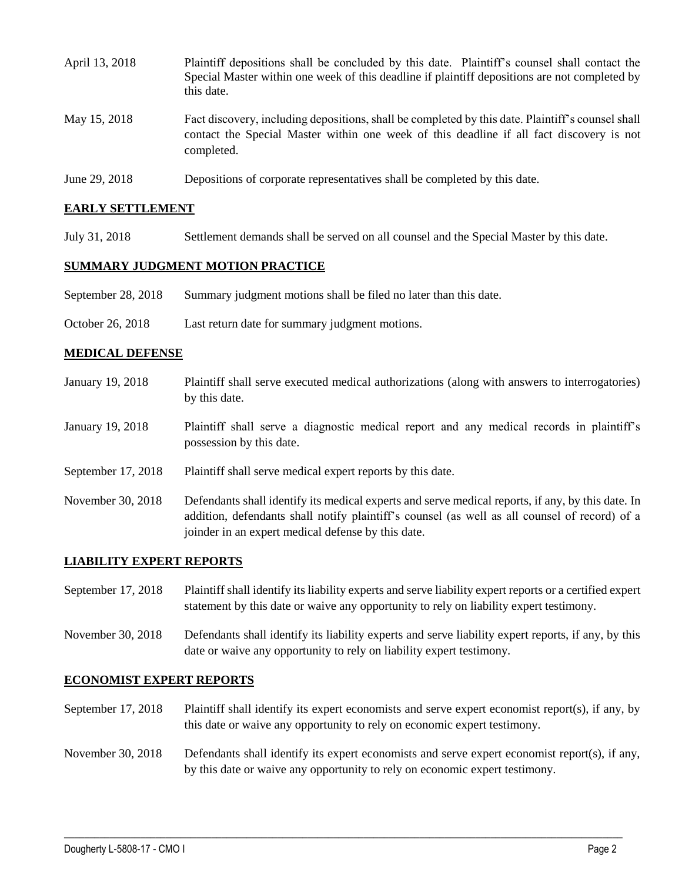| | |
|---|---|
| April 13, 2018 | Plaintiff depositions shall be concluded by this date. Plaintiff's counsel shall contact the Special Master within one week of this deadline if plaintiff depositions are not completed by this date. |
| May 15, 2018 | Fact discovery, including depositions, shall be completed by this date. Plaintiff's counsel shall contact the Special Master within one week of this deadline if all fact discovery is not completed. |
| June 29, 2018 | Depositions of corporate representatives shall be completed by this date. |

## EARLY SETTLEMENT

| | |
|---|---|
| July 31, 2018 | Settlement demands shall be served on all counsel and the Special Master by this date. |

## SUMMARY JUDGMENT MOTION PRACTICE

| | |
|---|---|
| September 28, 2018 | Summary judgment motions shall be filed no later than this date. |
| October 26, 2018 | Last return date for summary judgment motions. |

## MEDICAL DEFENSE

| | |
|---|---|
| January 19, 2018 | Plaintiff shall serve executed medical authorizations (along with answers to interrogatories) by this date. |
| January 19, 2018 | Plaintiff shall serve a diagnostic medical report and any medical records in plaintiff's possession by this date. |
| September 17, 2018 | Plaintiff shall serve medical expert reports by this date. |
| November 30, 2018 | Defendants shall identify its medical experts and serve medical reports, if any, by this date. In addition, defendants shall notify plaintiff's counsel (as well as all counsel of record) of a joinder in an expert medical defense by this date. |

## LIABILITY EXPERT REPORTS

| | |
|---|---|
| September 17, 2018 | Plaintiff shall identify its liability experts and serve liability expert reports or a certified expert statement by this date or waive any opportunity to rely on liability expert testimony. |
| November 30, 2018 | Defendants shall identify its liability experts and serve liability expert reports, if any, by this date or waive any opportunity to rely on liability expert testimony. |

## ECONOMIST EXPERT REPORTS

| | |
|---|---|
| September 17, 2018 | Plaintiff shall identify its expert economists and serve expert economist report(s), if any, by this date or waive any opportunity to rely on economic expert testimony. |
| November 30, 2018 | Defendants shall identify its expert economists and serve expert economist report(s), if any, by this date or waive any opportunity to rely on economic expert testimony. |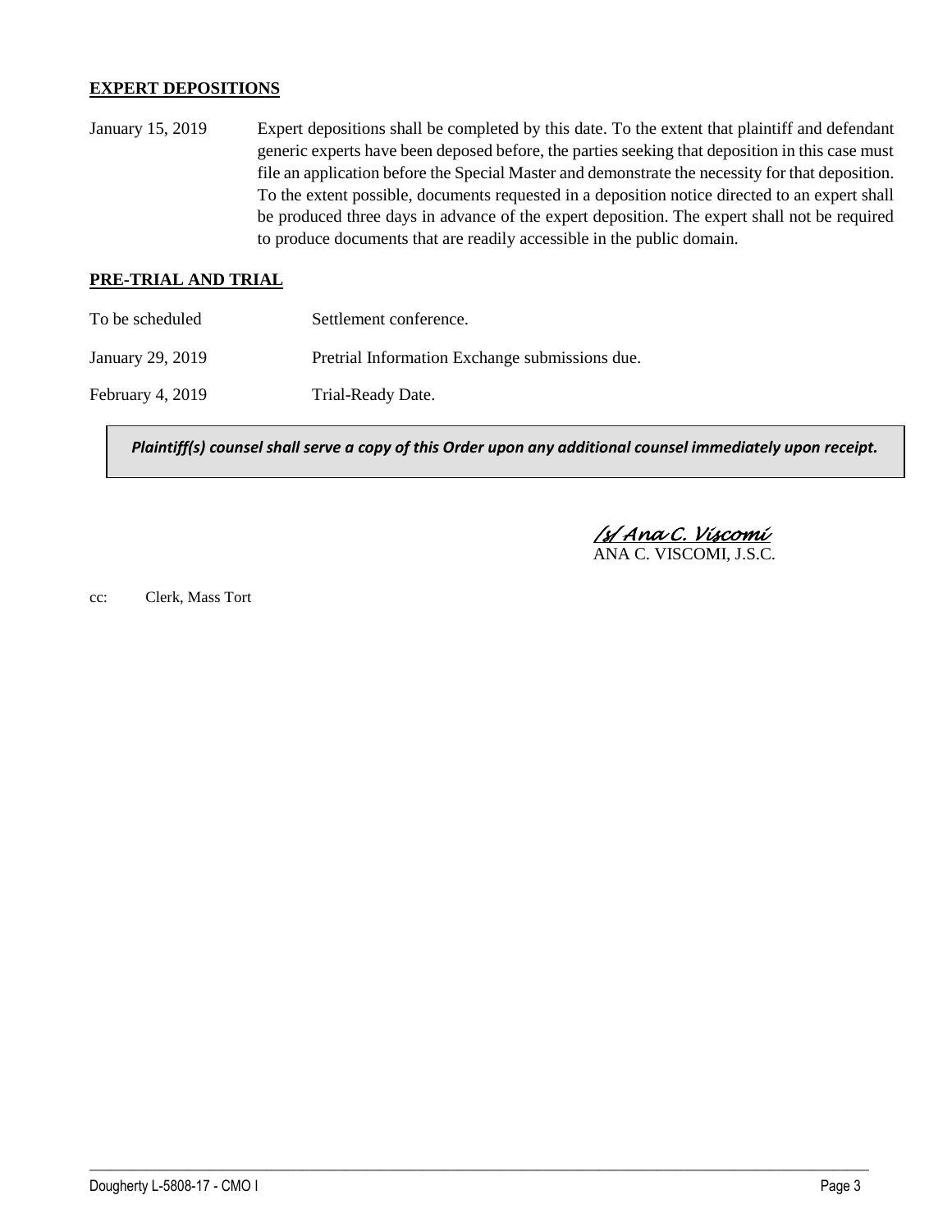**EXPERT DEPOSITIONS**

| | |
|---|---|
| January 15, 2019 | Expert depositions shall be completed by this date. To the extent that plaintiff and defendant generic experts have been deposed before, the parties seeking that deposition in this case must file an application before the Special Master and demonstrate the necessity for that deposition. To the extent possible, documents requested in a deposition notice directed to an expert shall be produced three days in advance of the expert deposition. The expert shall not be required to produce documents that are readily accessible in the public domain. |

**PRE-TRIAL AND TRIAL**

| | |
|---|---|
| To be scheduled | Settlement conference. |
| January 29, 2019 | Pretrial Information Exchange submissions due. |
| February 4, 2019 | Trial-Ready Date. |

***Plaintiff(s) counsel shall serve a copy of this Order upon any additional counsel immediately upon receipt.***

/s/ Ana C. Viscomi
ANA C. VISCOMI, J.S.C.

cc: Clerk, Mass Tort